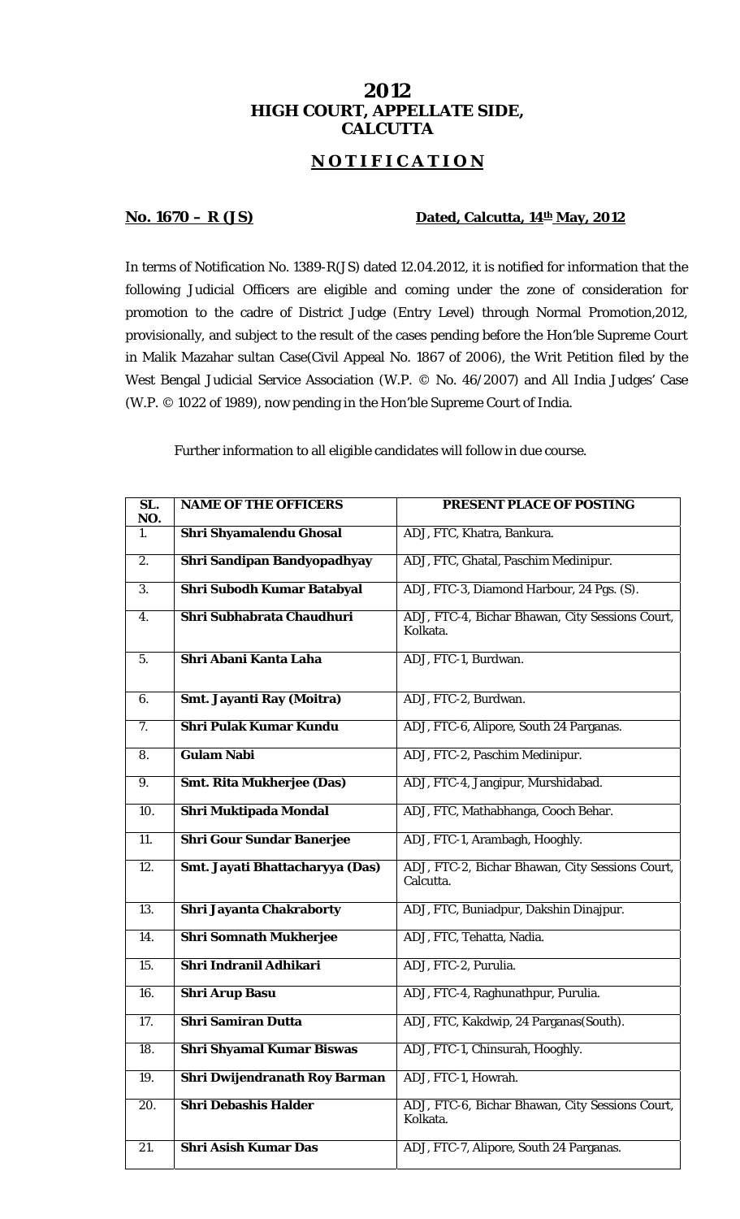# 2012
## HIGH COURT, APPELLATE SIDE, CALCUTTA

## NOTIFICATION

**No. 1670 – R (JS)** **Dated, Calcutta, 14th May, 2012**

In terms of Notification No. 1389-R(JS) dated 12.04.2012, it is notified for information that the following Judicial Officers are eligible and coming under the zone of consideration for promotion to the cadre of District Judge (Entry Level) through Normal Promotion,2012, provisionally, and subject to the result of the cases pending before the Hon'ble Supreme Court in Malik Mazahar sultan Case(Civil Appeal No. 1867 of 2006), the Writ Petition filed by the West Bengal Judicial Service Association (W.P. © No. 46/2007) and All India Judges' Case (W.P. © 1022 of 1989), now pending in the Hon'ble Supreme Court of India.

Further information to all eligible candidates will follow in due course.

| SL. NO. | NAME OF THE OFFICERS | PRESENT PLACE OF POSTING |
|---|---|---|
| 1. | **Shri Shyamalendu Ghosal** | ADJ, FTC, Khatra, Bankura. |
| 2. | **Shri Sandipan Bandyopadhyay** | ADJ, FTC, Ghatal, Paschim Medinipur. |
| 3. | **Shri Subodh Kumar Batabyal** | ADJ, FTC-3, Diamond Harbour, 24 Pgs. (S). |
| 4. | **Shri Subhabrata Chaudhuri** | ADJ, FTC-4, Bichar Bhawan, City Sessions Court, Kolkata. |
| 5. | **Shri Abani Kanta Laha** | ADJ, FTC-1, Burdwan. |
| 6. | **Smt. Jayanti Ray (Moitra)** | ADJ, FTC-2, Burdwan. |
| 7. | **Shri Pulak Kumar Kundu** | ADJ, FTC-6, Alipore, South 24 Parganas. |
| 8. | **Gulam Nabi** | ADJ, FTC-2, Paschim Medinipur. |
| 9. | **Smt. Rita Mukherjee (Das)** | ADJ, FTC-4, Jangipur, Murshidabad. |
| 10. | **Shri Muktipada Mondal** | ADJ, FTC, Mathabhanga, Cooch Behar. |
| 11. | **Shri Gour Sundar Banerjee** | ADJ, FTC-1, Arambagh, Hooghly. |
| 12. | **Smt. Jayati Bhattacharyya (Das)** | ADJ, FTC-2, Bichar Bhawan, City Sessions Court, Calcutta. |
| 13. | **Shri Jayanta Chakraborty** | ADJ, FTC, Buniadpur, Dakshin Dinajpur. |
| 14. | **Shri Somnath Mukherjee** | ADJ, FTC, Tehatta, Nadia. |
| 15. | **Shri Indranil Adhikari** | ADJ, FTC-2, Purulia. |
| 16. | **Shri Arup Basu** | ADJ, FTC-4, Raghunathpur, Purulia. |
| 17. | **Shri Samiran Dutta** | ADJ, FTC, Kakdwip, 24 Parganas(South). |
| 18. | **Shri Shyamal Kumar Biswas** | ADJ, FTC-1, Chinsurah, Hooghly. |
| 19. | **Shri Dwijendranath Roy Barman** | ADJ, FTC-1, Howrah. |
| 20. | **Shri Debashis Halder** | ADJ, FTC-6, Bichar Bhawan, City Sessions Court, Kolkata. |
| 21. | **Shri Asish Kumar Das** | ADJ, FTC-7, Alipore, South 24 Parganas. |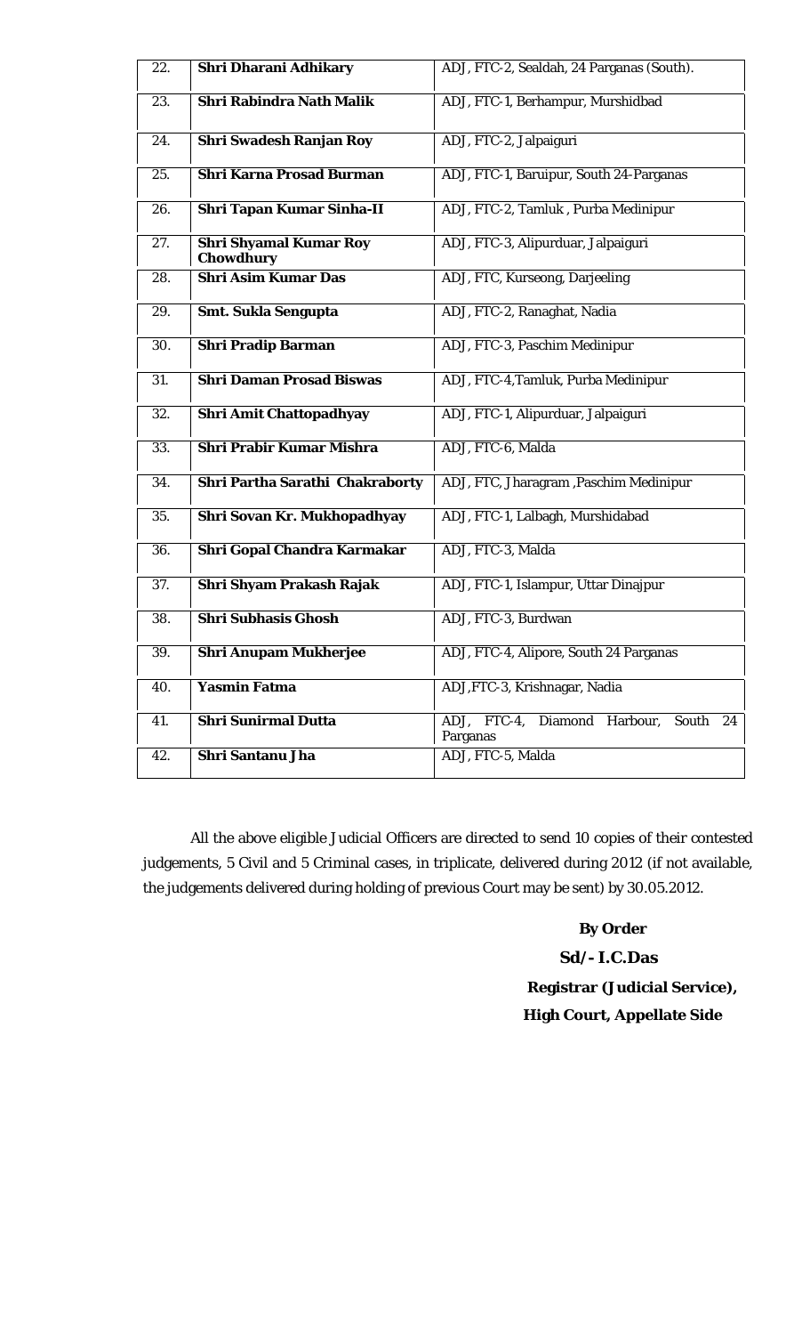| | | |
|---|---|---|
| 22. | **Shri Dharani Adhikary** | ADJ, FTC-2, Sealdah, 24 Parganas (South). |
| 23. | **Shri Rabindra Nath Malik** | ADJ, FTC-1, Berhampur, Murshidbad |
| 24. | **Shri Swadesh Ranjan Roy** | ADJ, FTC-2, Jalpaiguri |
| 25. | **Shri Karna Prosad Burman** | ADJ, FTC-1, Baruipur, South 24-Parganas |
| 26. | **Shri Tapan Kumar Sinha-II** | ADJ, FTC-2, Tamluk , Purba Medinipur |
| 27. | **Shri Shyamal Kumar Roy Chowdhury** | ADJ, FTC-3, Alipurduar, Jalpaiguri |
| 28. | **Shri Asim Kumar Das** | ADJ, FTC, Kurseong, Darjeeling |
| 29. | **Smt. Sukla Sengupta** | ADJ, FTC-2, Ranaghat, Nadia |
| 30. | **Shri Pradip Barman** | ADJ, FTC-3, Paschim Medinipur |
| 31. | **Shri Daman Prosad Biswas** | ADJ, FTC-4,Tamluk, Purba Medinipur |
| 32. | **Shri Amit Chattopadhyay** | ADJ, FTC-1, Alipurduar, Jalpaiguri |
| 33. | **Shri Prabir Kumar Mishra** | ADJ, FTC-6, Malda |
| 34. | **Shri Partha Sarathi Chakraborty** | ADJ, FTC, Jharagram ,Paschim Medinipur |
| 35. | **Shri Sovan Kr. Mukhopadhyay** | ADJ, FTC-1, Lalbagh, Murshidabad |
| 36. | **Shri Gopal Chandra Karmakar** | ADJ, FTC-3, Malda |
| 37. | **Shri Shyam Prakash Rajak** | ADJ, FTC-1, Islampur, Uttar Dinajpur |
| 38. | **Shri Subhasis Ghosh** | ADJ, FTC-3, Burdwan |
| 39. | **Shri Anupam Mukherjee** | ADJ, FTC-4, Alipore, South 24 Parganas |
| 40. | **Yasmin Fatma** | ADJ,FTC-3, Krishnagar, Nadia |
| 41. | **Shri Sunirmal Dutta** | ADJ, FTC-4, Diamond Harbour, South 24 Parganas |
| 42. | **Shri Santanu Jha** | ADJ, FTC-5, Malda |

All the above eligible Judicial Officers are directed to send 10 copies of their contested judgements, 5 Civil and 5 Criminal cases, in triplicate, delivered during 2012 (if not available, the judgements delivered during holding of previous Court may be sent) by 30.05.2012.

**By Order**

**Sd/- I.C.Das**

**Registrar (Judicial Service),**

**High Court, Appellate Side**